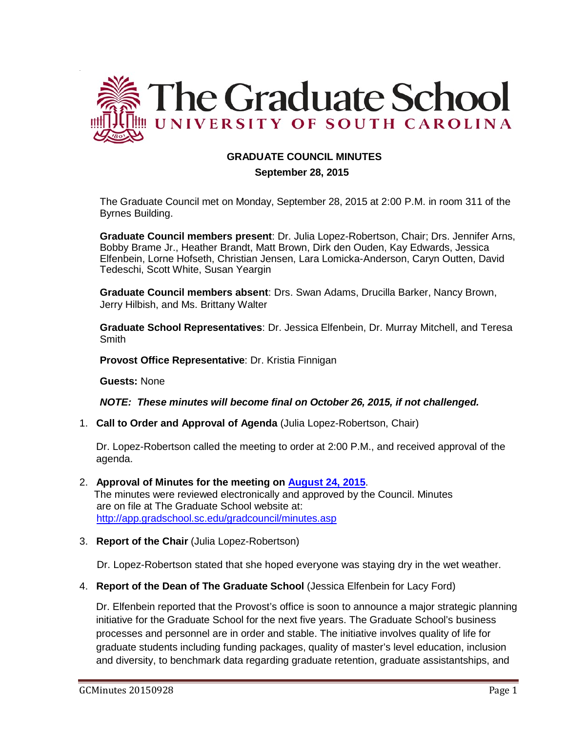# The Graduate School

## UNIVERSITY OF SOUTH CAROLINA

**GRADUATE COUNCIL MINUTES**

**September 28, 2015**

The Graduate Council met on Monday, September 28, 2015 at 2:00 P.M. in room 311 of the Byrnes Building.

**Graduate Council members present**: Dr. Julia Lopez-Robertson, Chair; Drs. Jennifer Arns, Bobby Brame Jr., Heather Brandt, Matt Brown, Dirk den Ouden, Kay Edwards, Jessica Elfenbein, Lorne Hofseth, Christian Jensen, Lara Lomicka-Anderson, Caryn Outten, David Tedeschi, Scott White, Susan Yeargin

**Graduate Council members absent**: Drs. Swan Adams, Drucilla Barker, Nancy Brown, Jerry Hilbish, and Ms. Brittany Walter

**Graduate School Representatives**: Dr. Jessica Elfenbein, Dr. Murray Mitchell, and Teresa Smith

**Provost Office Representative**: Dr. Kristia Finnigan

**Guests:** None

***NOTE: These minutes will become final on October 26, 2015, if not challenged.***

1. **Call to Order and Approval of Agenda** (Julia Lopez-Robertson, Chair)

   Dr. Lopez-Robertson called the meeting to order at 2:00 P.M., and received approval of the agenda.

2. **Approval of Minutes for the meeting on [August 24, 2015](http://app.gradschool.sc.edu/gradcouncil/minutes.asp)**.
   The minutes were reviewed electronically and approved by the Council. Minutes are on file at The Graduate School website at: [http://app.gradschool.sc.edu/gradcouncil/minutes.asp](http://app.gradschool.sc.edu/gradcouncil/minutes.asp)

3. **Report of the Chair** (Julia Lopez-Robertson)

   Dr. Lopez-Robertson stated that she hoped everyone was staying dry in the wet weather.

4. **Report of the Dean of The Graduate School** (Jessica Elfenbein for Lacy Ford)

   Dr. Elfenbein reported that the Provost's office is soon to announce a major strategic planning initiative for the Graduate School for the next five years. The Graduate School's business processes and personnel are in order and stable. The initiative involves quality of life for graduate students including funding packages, quality of master's level education, inclusion and diversity, to benchmark data regarding graduate retention, graduate assistantships, and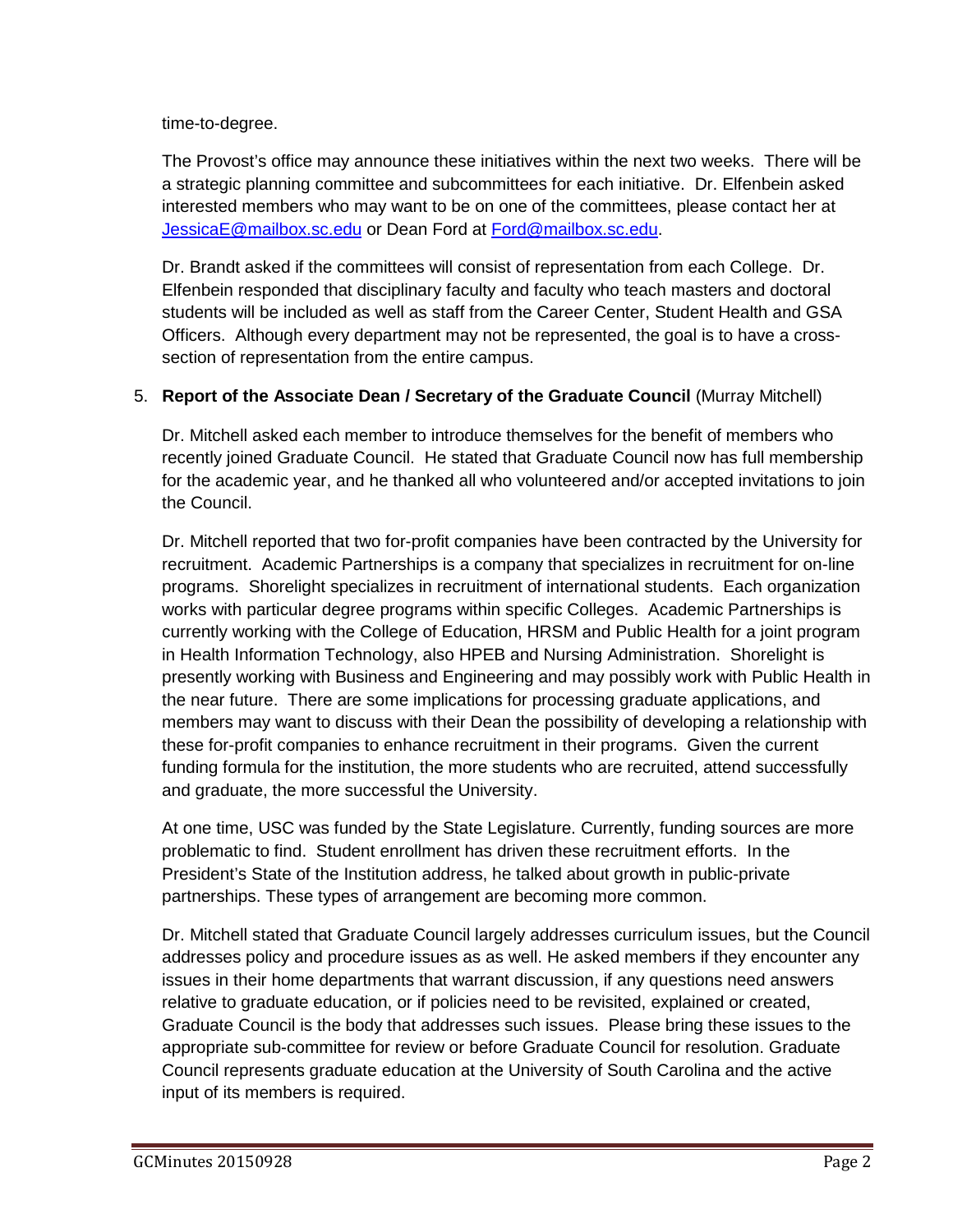time-to-degree.

The Provost's office may announce these initiatives within the next two weeks. There will be a strategic planning committee and subcommittees for each initiative. Dr. Elfenbein asked interested members who may want to be on one of the committees, please contact her at [JessicaE@mailbox.sc.edu](mailto:JessicaE@mailbox.sc.edu) or Dean Ford at [Ford@mailbox.sc.edu](mailto:Ford@mailbox.sc.edu).

Dr. Brandt asked if the committees will consist of representation from each College. Dr. Elfenbein responded that disciplinary faculty and faculty who teach masters and doctoral students will be included as well as staff from the Career Center, Student Health and GSA Officers. Although every department may not be represented, the goal is to have a cross-section of representation from the entire campus.

5. **Report of the Associate Dean / Secretary of the Graduate Council** (Murray Mitchell)

   Dr. Mitchell asked each member to introduce themselves for the benefit of members who recently joined Graduate Council. He stated that Graduate Council now has full membership for the academic year, and he thanked all who volunteered and/or accepted invitations to join the Council.

   Dr. Mitchell reported that two for-profit companies have been contracted by the University for recruitment. Academic Partnerships is a company that specializes in recruitment for on-line programs. Shorelight specializes in recruitment of international students. Each organization works with particular degree programs within specific Colleges. Academic Partnerships is currently working with the College of Education, HRSM and Public Health for a joint program in Health Information Technology, also HPEB and Nursing Administration. Shorelight is presently working with Business and Engineering and may possibly work with Public Health in the near future. There are some implications for processing graduate applications, and members may want to discuss with their Dean the possibility of developing a relationship with these for-profit companies to enhance recruitment in their programs. Given the current funding formula for the institution, the more students who are recruited, attend successfully and graduate, the more successful the University.

   At one time, USC was funded by the State Legislature. Currently, funding sources are more problematic to find. Student enrollment has driven these recruitment efforts. In the President's State of the Institution address, he talked about growth in public-private partnerships. These types of arrangement are becoming more common.

   Dr. Mitchell stated that Graduate Council largely addresses curriculum issues, but the Council addresses policy and procedure issues as as well. He asked members if they encounter any issues in their home departments that warrant discussion, if any questions need answers relative to graduate education, or if policies need to be revisited, explained or created, Graduate Council is the body that addresses such issues. Please bring these issues to the appropriate sub-committee for review or before Graduate Council for resolution. Graduate Council represents graduate education at the University of South Carolina and the active input of its members is required.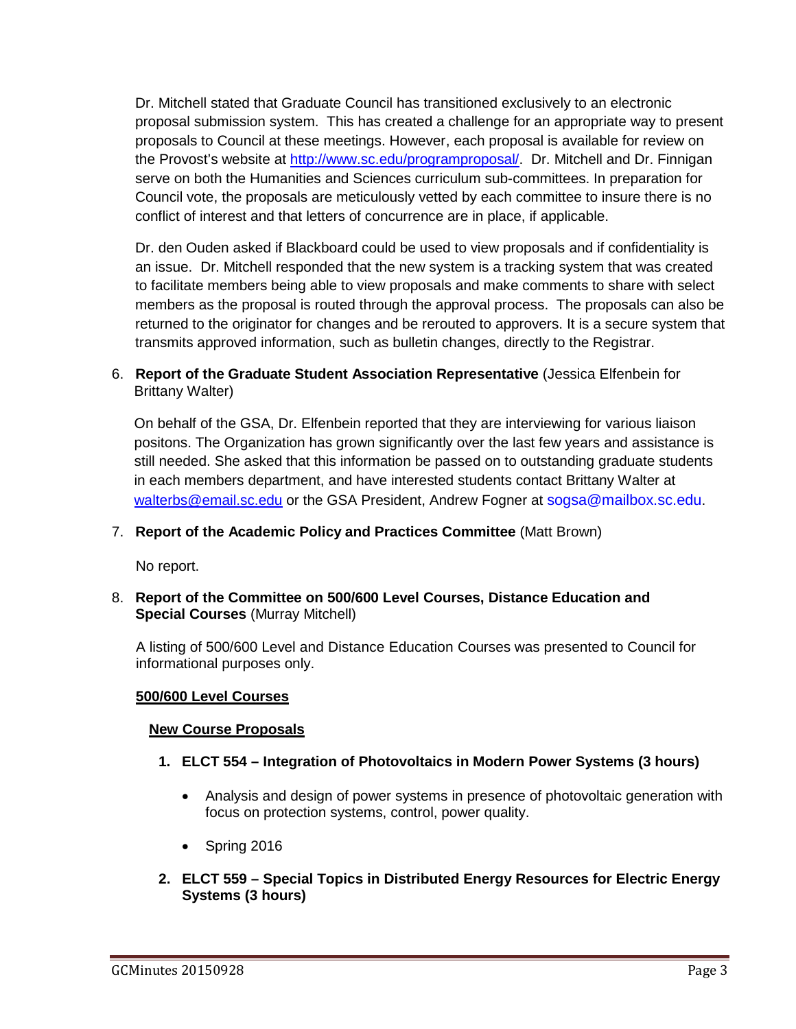Dr. Mitchell stated that Graduate Council has transitioned exclusively to an electronic proposal submission system. This has created a challenge for an appropriate way to present proposals to Council at these meetings. However, each proposal is available for review on the Provost's website at http://www.sc.edu/programproposal/. Dr. Mitchell and Dr. Finnigan serve on both the Humanities and Sciences curriculum sub-committees. In preparation for Council vote, the proposals are meticulously vetted by each committee to insure there is no conflict of interest and that letters of concurrence are in place, if applicable.

Dr. den Ouden asked if Blackboard could be used to view proposals and if confidentiality is an issue. Dr. Mitchell responded that the new system is a tracking system that was created to facilitate members being able to view proposals and make comments to share with select members as the proposal is routed through the approval process. The proposals can also be returned to the originator for changes and be rerouted to approvers. It is a secure system that transmits approved information, such as bulletin changes, directly to the Registrar.

6. **Report of the Graduate Student Association Representative** (Jessica Elfenbein for Brittany Walter)

On behalf of the GSA, Dr. Elfenbein reported that they are interviewing for various liaison positons. The Organization has grown significantly over the last few years and assistance is still needed. She asked that this information be passed on to outstanding graduate students in each members department, and have interested students contact Brittany Walter at walterbs@email.sc.edu or the GSA President, Andrew Fogner at sogsa@mailbox.sc.edu.

7. **Report of the Academic Policy and Practices Committee** (Matt Brown)

No report.

8. **Report of the Committee on 500/600 Level Courses, Distance Education and Special Courses** (Murray Mitchell)

A listing of 500/600 Level and Distance Education Courses was presented to Council for informational purposes only.

**500/600 Level Courses**

**New Course Proposals**

1. **ELCT 554 – Integration of Photovoltaics in Modern Power Systems (3 hours)**
   - Analysis and design of power systems in presence of photovoltaic generation with focus on protection systems, control, power quality.
   - Spring 2016

2. **ELCT 559 – Special Topics in Distributed Energy Resources for Electric Energy Systems (3 hours)**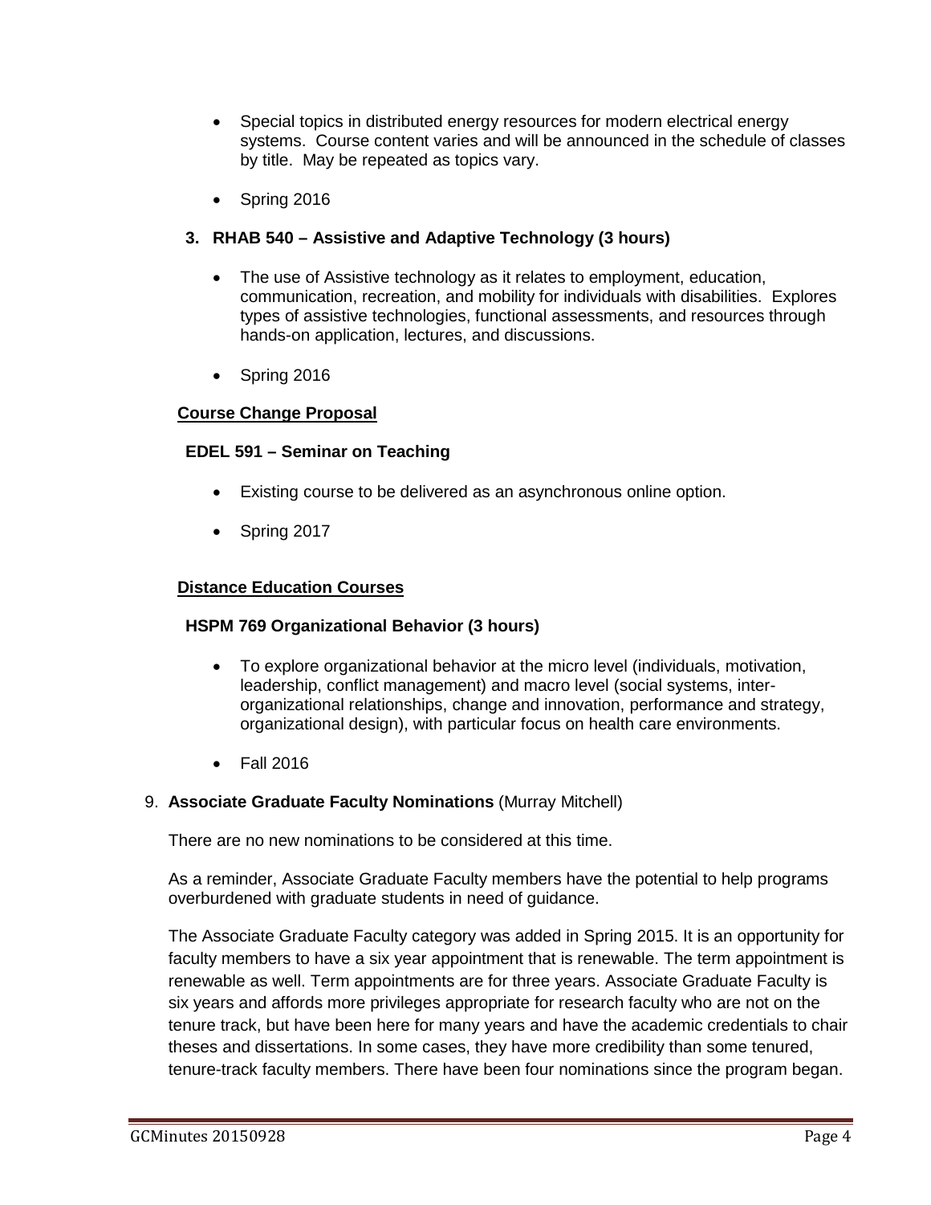- Special topics in distributed energy resources for modern electrical energy systems. Course content varies and will be announced in the schedule of classes by title. May be repeated as topics vary.
- Spring 2016

**3. RHAB 540 – Assistive and Adaptive Technology (3 hours)**

- The use of Assistive technology as it relates to employment, education, communication, recreation, and mobility for individuals with disabilities. Explores types of assistive technologies, functional assessments, and resources through hands-on application, lectures, and discussions.
- Spring 2016

**Course Change Proposal**

**EDEL 591 – Seminar on Teaching**

- Existing course to be delivered as an asynchronous online option.
- Spring 2017

**Distance Education Courses**

**HSPM 769 Organizational Behavior (3 hours)**

- To explore organizational behavior at the micro level (individuals, motivation, leadership, conflict management) and macro level (social systems, inter-organizational relationships, change and innovation, performance and strategy, organizational design), with particular focus on health care environments.
- Fall 2016

9. **Associate Graduate Faculty Nominations** (Murray Mitchell)

There are no new nominations to be considered at this time.

As a reminder, Associate Graduate Faculty members have the potential to help programs overburdened with graduate students in need of guidance.

The Associate Graduate Faculty category was added in Spring 2015. It is an opportunity for faculty members to have a six year appointment that is renewable. The term appointment is renewable as well. Term appointments are for three years. Associate Graduate Faculty is six years and affords more privileges appropriate for research faculty who are not on the tenure track, but have been here for many years and have the academic credentials to chair theses and dissertations. In some cases, they have more credibility than some tenured, tenure-track faculty members. There have been four nominations since the program began.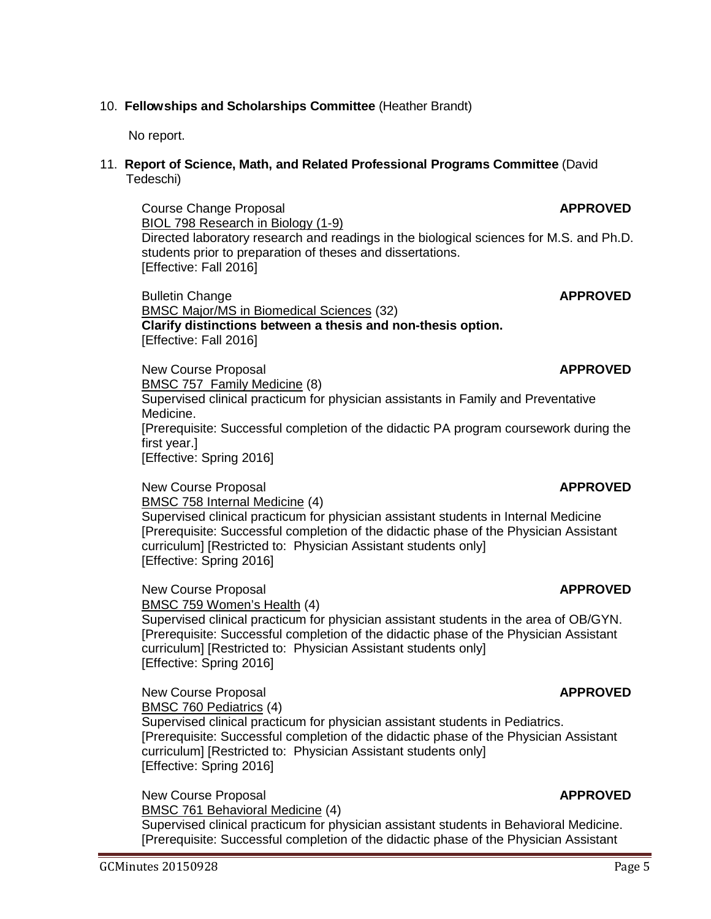10. **Fellowships and Scholarships Committee** (Heather Brandt)

    No report.

11. **Report of Science, Math, and Related Professional Programs Committee** (David Tedeschi)

Course Change Proposal **APPROVED**
BIOL 798 Research in Biology (1-9)
Directed laboratory research and readings in the biological sciences for M.S. and Ph.D. students prior to preparation of theses and dissertations.
[Effective: Fall 2016]

Bulletin Change **APPROVED**
BMSC Major/MS in Biomedical Sciences (32)
**Clarify distinctions between a thesis and non-thesis option.**
[Effective: Fall 2016]

New Course Proposal **APPROVED**
BMSC 757 Family Medicine (8)
Supervised clinical practicum for physician assistants in Family and Preventative Medicine.
[Prerequisite: Successful completion of the didactic PA program coursework during the first year.]
[Effective: Spring 2016]

New Course Proposal **APPROVED**
BMSC 758 Internal Medicine (4)
Supervised clinical practicum for physician assistant students in Internal Medicine
[Prerequisite: Successful completion of the didactic phase of the Physician Assistant curriculum] [Restricted to: Physician Assistant students only]
[Effective: Spring 2016]

New Course Proposal **APPROVED**
BMSC 759 Women's Health (4)
Supervised clinical practicum for physician assistant students in the area of OB/GYN.
[Prerequisite: Successful completion of the didactic phase of the Physician Assistant curriculum] [Restricted to: Physician Assistant students only]
[Effective: Spring 2016]

New Course Proposal **APPROVED**
BMSC 760 Pediatrics (4)
Supervised clinical practicum for physician assistant students in Pediatrics.
[Prerequisite: Successful completion of the didactic phase of the Physician Assistant curriculum] [Restricted to: Physician Assistant students only]
[Effective: Spring 2016]

New Course Proposal **APPROVED**
BMSC 761 Behavioral Medicine (4)
Supervised clinical practicum for physician assistant students in Behavioral Medicine.
[Prerequisite: Successful completion of the didactic phase of the Physician Assistant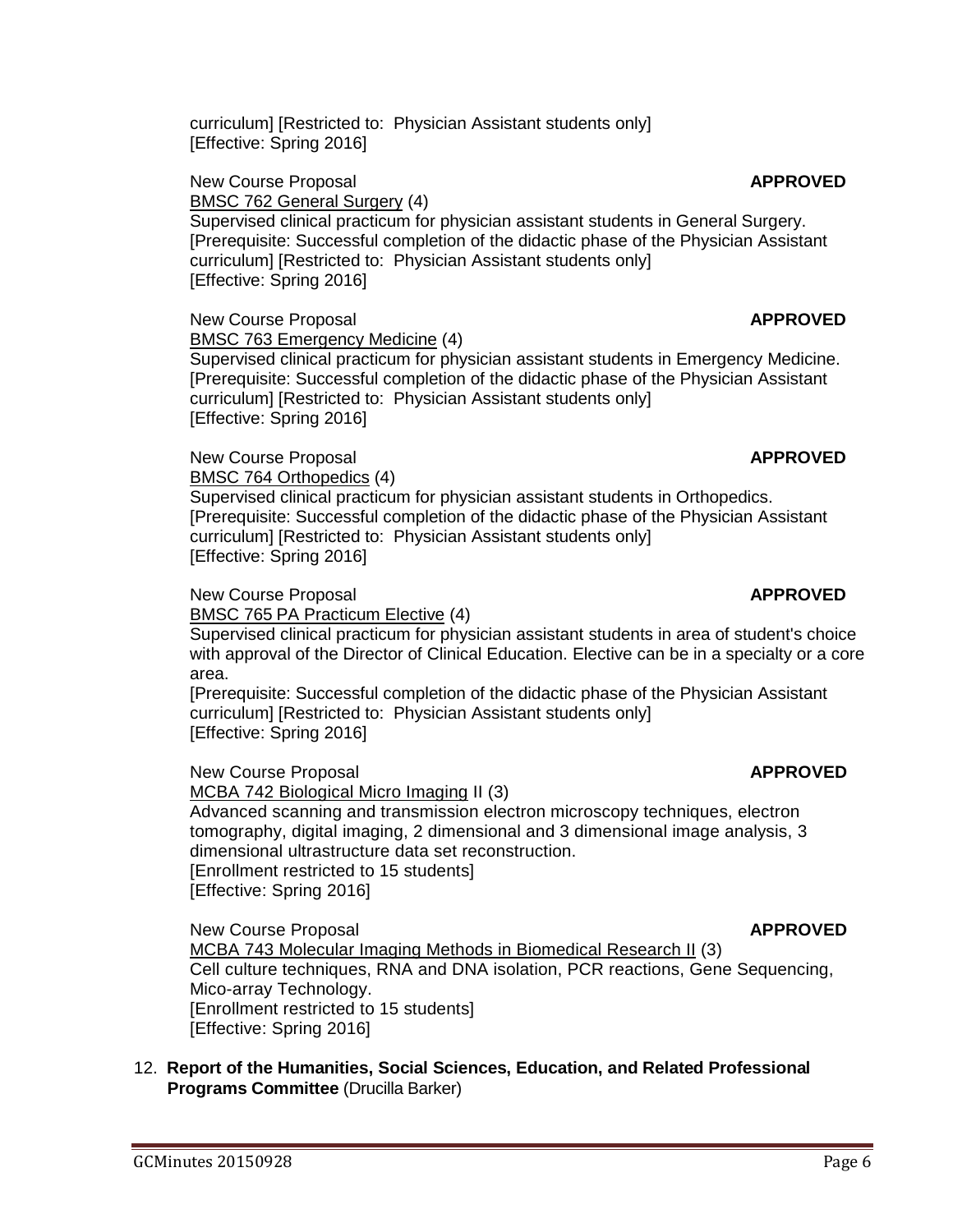curriculum] [Restricted to: Physician Assistant students only]
[Effective: Spring 2016]

New Course Proposal **APPROVED**
BMSC 762 General Surgery (4)
Supervised clinical practicum for physician assistant students in General Surgery.
[Prerequisite: Successful completion of the didactic phase of the Physician Assistant curriculum] [Restricted to: Physician Assistant students only]
[Effective: Spring 2016]

New Course Proposal **APPROVED**
BMSC 763 Emergency Medicine (4)
Supervised clinical practicum for physician assistant students in Emergency Medicine.
[Prerequisite: Successful completion of the didactic phase of the Physician Assistant curriculum] [Restricted to: Physician Assistant students only]
[Effective: Spring 2016]

New Course Proposal **APPROVED**
BMSC 764 Orthopedics (4)
Supervised clinical practicum for physician assistant students in Orthopedics.
[Prerequisite: Successful completion of the didactic phase of the Physician Assistant curriculum] [Restricted to: Physician Assistant students only]
[Effective: Spring 2016]

New Course Proposal **APPROVED**
BMSC 765 PA Practicum Elective (4)
Supervised clinical practicum for physician assistant students in area of student's choice with approval of the Director of Clinical Education. Elective can be in a specialty or a core area.
[Prerequisite: Successful completion of the didactic phase of the Physician Assistant curriculum] [Restricted to: Physician Assistant students only]
[Effective: Spring 2016]

New Course Proposal **APPROVED**
MCBA 742 Biological Micro Imaging II (3)
Advanced scanning and transmission electron microscopy techniques, electron tomography, digital imaging, 2 dimensional and 3 dimensional image analysis, 3 dimensional ultrastructure data set reconstruction.
[Enrollment restricted to 15 students]
[Effective: Spring 2016]

New Course Proposal **APPROVED**
MCBA 743 Molecular Imaging Methods in Biomedical Research II (3)
Cell culture techniques, RNA and DNA isolation, PCR reactions, Gene Sequencing, Mico-array Technology.
[Enrollment restricted to 15 students]
[Effective: Spring 2016]

12. **Report of the Humanities, Social Sciences, Education, and Related Professional Programs Committee** (Drucilla Barker)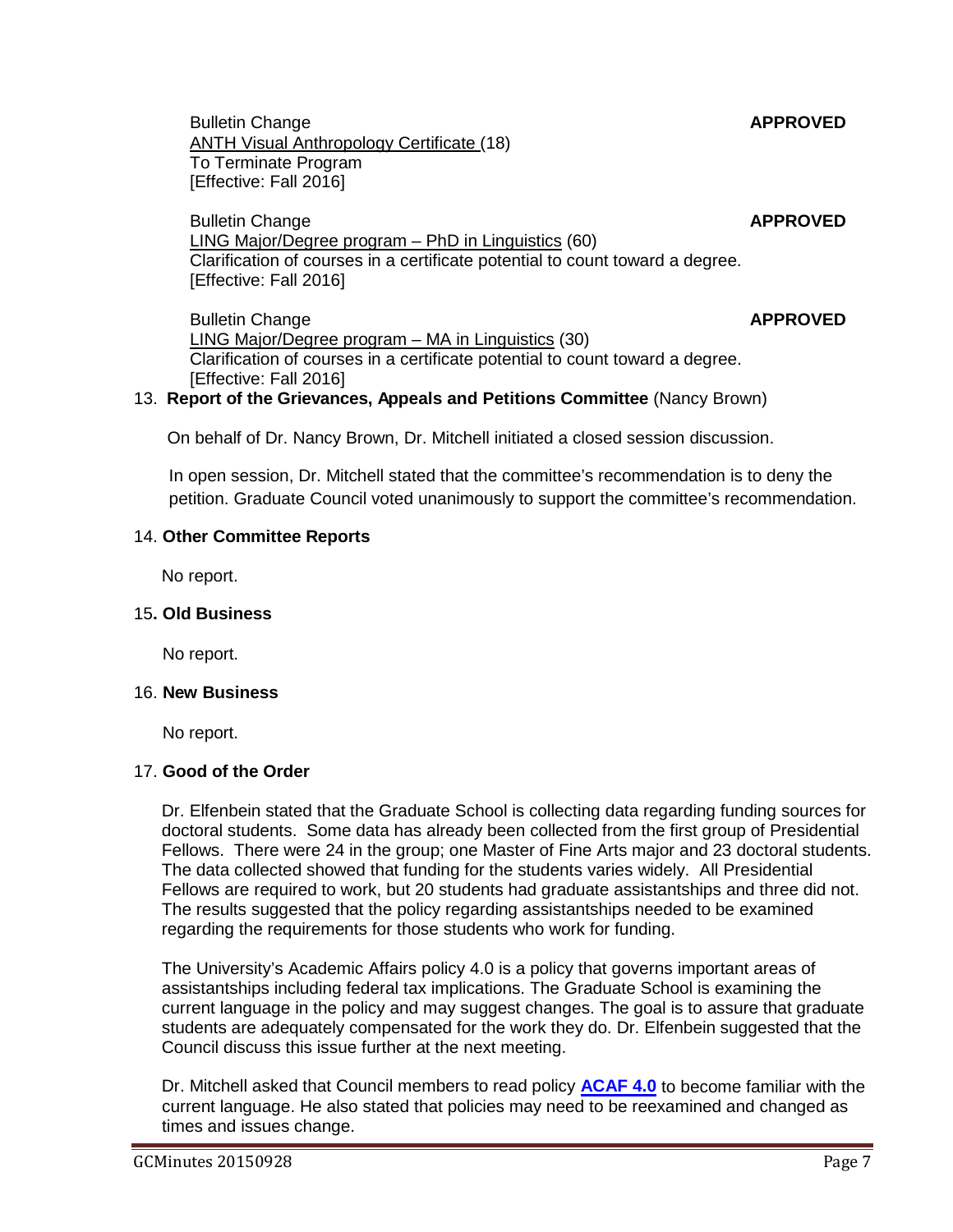Bulletin Change **APPROVED**
ANTH Visual Anthropology Certificate (18)
To Terminate Program
[Effective: Fall 2016]

Bulletin Change **APPROVED**
LING Major/Degree program – PhD in Linguistics (60)
Clarification of courses in a certificate potential to count toward a degree.
[Effective: Fall 2016]

Bulletin Change **APPROVED**
LING Major/Degree program – MA in Linguistics (30)
Clarification of courses in a certificate potential to count toward a degree.
[Effective: Fall 2016]

13. **Report of the Grievances, Appeals and Petitions Committee** (Nancy Brown)

On behalf of Dr. Nancy Brown, Dr. Mitchell initiated a closed session discussion.

In open session, Dr. Mitchell stated that the committee's recommendation is to deny the petition. Graduate Council voted unanimously to support the committee's recommendation.

14. **Other Committee Reports**

No report.

15**. Old Business**

No report.

16. **New Business**

No report.

17. **Good of the Order**

Dr. Elfenbein stated that the Graduate School is collecting data regarding funding sources for doctoral students. Some data has already been collected from the first group of Presidential Fellows. There were 24 in the group; one Master of Fine Arts major and 23 doctoral students. The data collected showed that funding for the students varies widely. All Presidential Fellows are required to work, but 20 students had graduate assistantships and three did not. The results suggested that the policy regarding assistantships needed to be examined regarding the requirements for those students who work for funding.

The University's Academic Affairs policy 4.0 is a policy that governs important areas of assistantships including federal tax implications. The Graduate School is examining the current language in the policy and may suggest changes. The goal is to assure that graduate students are adequately compensated for the work they do. Dr. Elfenbein suggested that the Council discuss this issue further at the next meeting.

Dr. Mitchell asked that Council members to read policy **ACAF 4.0** to become familiar with the current language. He also stated that policies may need to be reexamined and changed as times and issues change.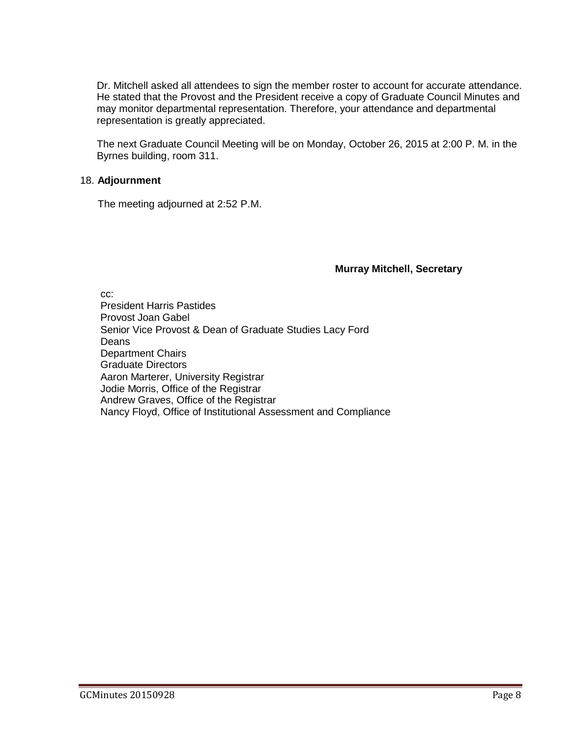Dr. Mitchell asked all attendees to sign the member roster to account for accurate attendance. He stated that the Provost and the President receive a copy of Graduate Council Minutes and may monitor departmental representation. Therefore, your attendance and departmental representation is greatly appreciated.

The next Graduate Council Meeting will be on Monday, October 26, 2015 at 2:00 P. M. in the Byrnes building, room 311.

18. **Adjournment**

The meeting adjourned at 2:52 P.M.

**Murray Mitchell, Secretary**

cc:
President Harris Pastides
Provost Joan Gabel
Senior Vice Provost & Dean of Graduate Studies Lacy Ford
Deans
Department Chairs
Graduate Directors
Aaron Marterer, University Registrar
Jodie Morris, Office of the Registrar
Andrew Graves, Office of the Registrar
Nancy Floyd, Office of Institutional Assessment and Compliance